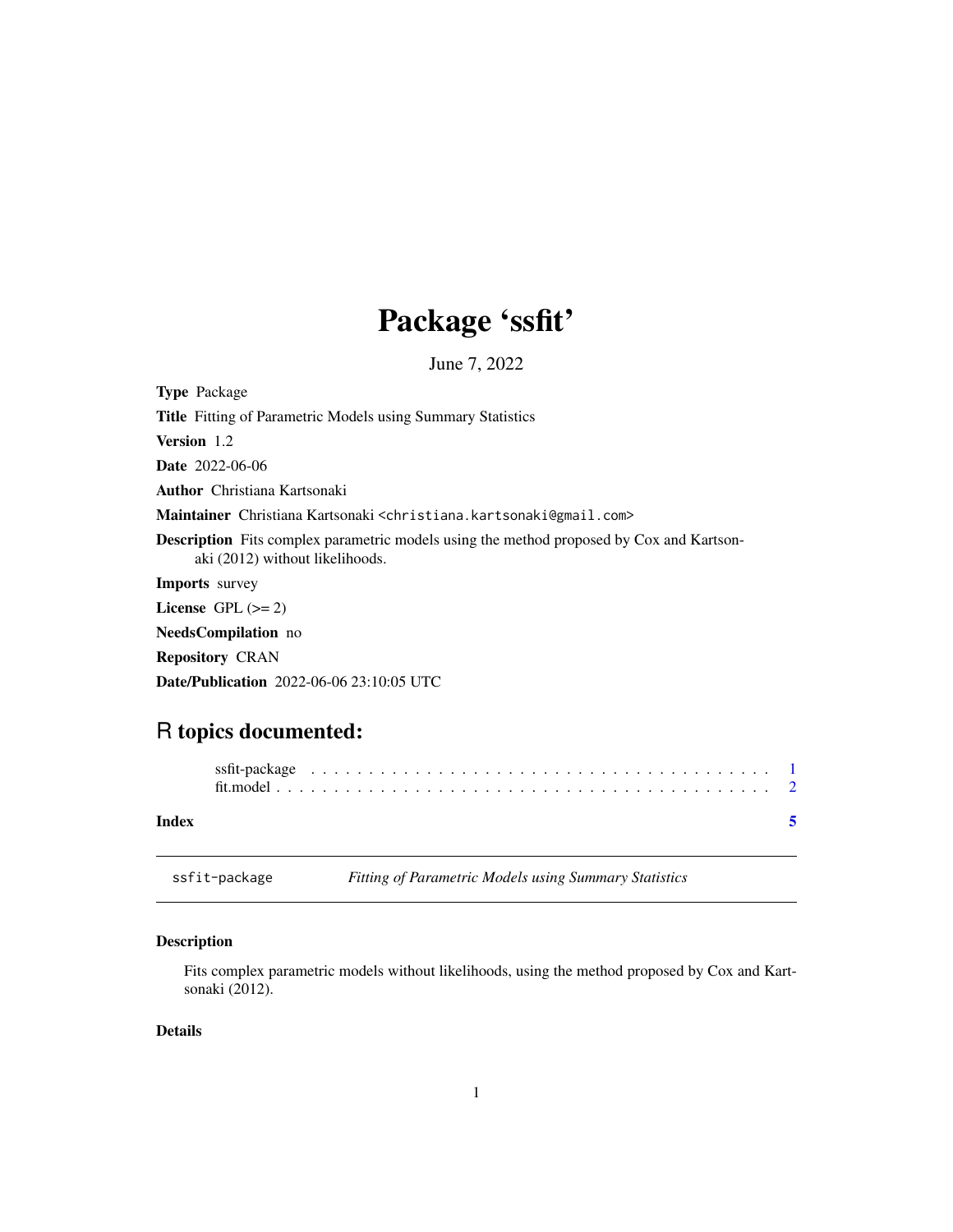# Package 'ssfit'

June 7, 2022

**Type** Package

**Title** Fitting of Parametric Models using Summary Statistics

**Version** 1.2

**Date** 2022-06-06

**Author** Christiana Kartsonaki

**Maintainer** Christiana Kartsonaki <christiana.kartsonaki@gmail.com>

**Description** Fits complex parametric models using the method proposed by Cox and Kartsonaki (2012) without likelihoods.

**Imports** survey

**License** GPL (>= 2)

**NeedsCompilation** no

**Repository** CRAN

**Date/Publication** 2022-06-06 23:10:05 UTC

## R topics documented:

ssfit-package . . . . . . . . . . . . . . . . . . . . . . . . . . . . . . . . . . . . . . . . 1
fit.model . . . . . . . . . . . . . . . . . . . . . . . . . . . . . . . . . . . . . . . . . . . 2

**Index** **5**

---

ssfit-package *Fitting of Parametric Models using Summary Statistics*

---

### Description

Fits complex parametric models without likelihoods, using the method proposed by Cox and Kartsonaki (2012).

### Details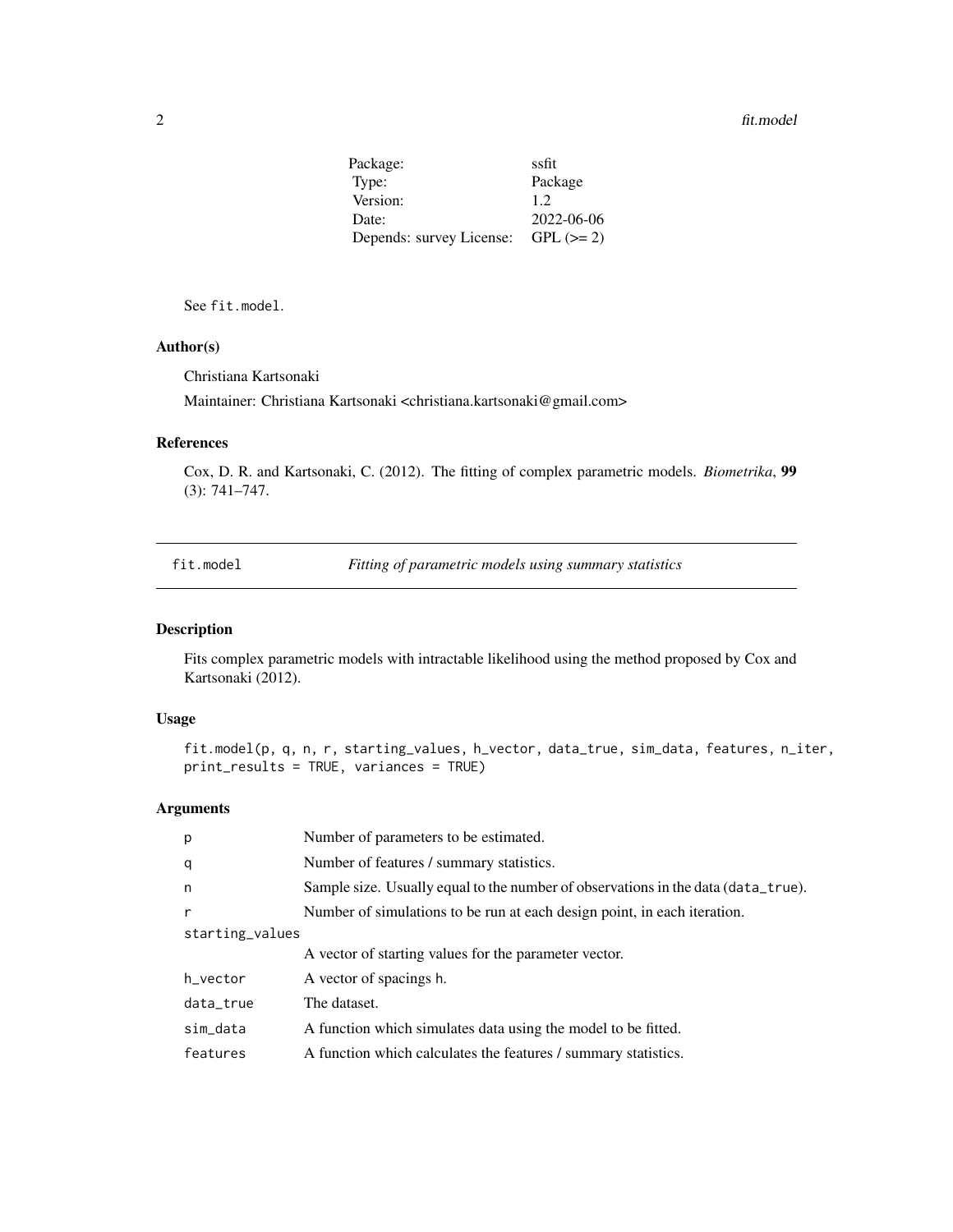| | |
|---|---|
| Package: | ssfit |
| Type: | Package |
| Version: | 1.2 |
| Date: | 2022-06-06 |
| Depends: survey License: | GPL (>= 2) |

See `fit.model`.

### Author(s)

Christiana Kartsonaki

Maintainer: Christiana Kartsonaki <christiana.kartsonaki@gmail.com>

### References

Cox, D. R. and Kartsonaki, C. (2012). The fitting of complex parametric models. *Biometrika*, **99** (3): 741–747.

---

## fit.model — *Fitting of parametric models using summary statistics*

---

### Description

Fits complex parametric models with intractable likelihood using the method proposed by Cox and Kartsonaki (2012).

### Usage

```
fit.model(p, q, n, r, starting_values, h_vector, data_true, sim_data, features, n_iter,
print_results = TRUE, variances = TRUE)
```

### Arguments

| | |
|---|---|
| `p` | Number of parameters to be estimated. |
| `q` | Number of features / summary statistics. |
| `n` | Sample size. Usually equal to the number of observations in the data (`data_true`). |
| `r` | Number of simulations to be run at each design point, in each iteration. |
| `starting_values` | A vector of starting values for the parameter vector. |
| `h_vector` | A vector of spacings h. |
| `data_true` | The dataset. |
| `sim_data` | A function which simulates data using the model to be fitted. |
| `features` | A function which calculates the features / summary statistics. |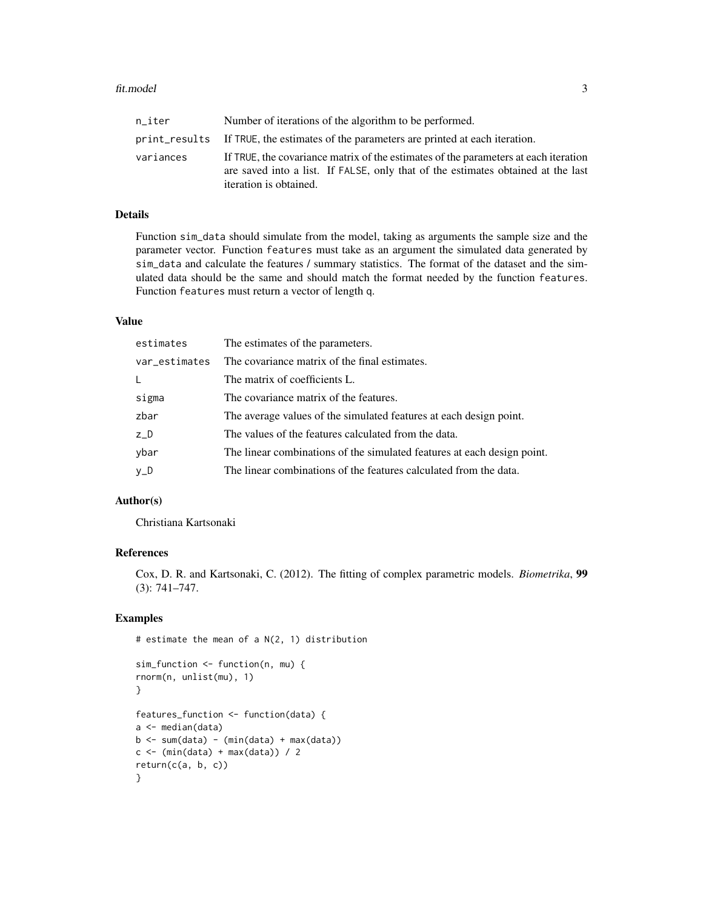| | |
|---|---|
| n_iter | Number of iterations of the algorithm to be performed. |
| print_results | If TRUE, the estimates of the parameters are printed at each iteration. |
| variances | If TRUE, the covariance matrix of the estimates of the parameters at each iteration are saved into a list. If FALSE, only that of the estimates obtained at the last iteration is obtained. |

## Details

Function sim_data should simulate from the model, taking as arguments the sample size and the parameter vector. Function features must take as an argument the simulated data generated by sim_data and calculate the features / summary statistics. The format of the dataset and the simulated data should be the same and should match the format needed by the function features. Function features must return a vector of length q.

## Value

| | |
|---|---|
| estimates | The estimates of the parameters. |
| var_estimates | The covariance matrix of the final estimates. |
| L | The matrix of coefficients L. |
| sigma | The covariance matrix of the features. |
| zbar | The average values of the simulated features at each design point. |
| z_D | The values of the features calculated from the data. |
| ybar | The linear combinations of the simulated features at each design point. |
| y_D | The linear combinations of the features calculated from the data. |

## Author(s)

Christiana Kartsonaki

## References

Cox, D. R. and Kartsonaki, C. (2012). The fitting of complex parametric models. *Biometrika*, **99** (3): 741–747.

## Examples

```
# estimate the mean of a N(2, 1) distribution

sim_function <- function(n, mu) {
rnorm(n, unlist(mu), 1)
}

features_function <- function(data) {
a <- median(data)
b <- sum(data) - (min(data) + max(data))
c <- (min(data) + max(data)) / 2
return(c(a, b, c))
}
```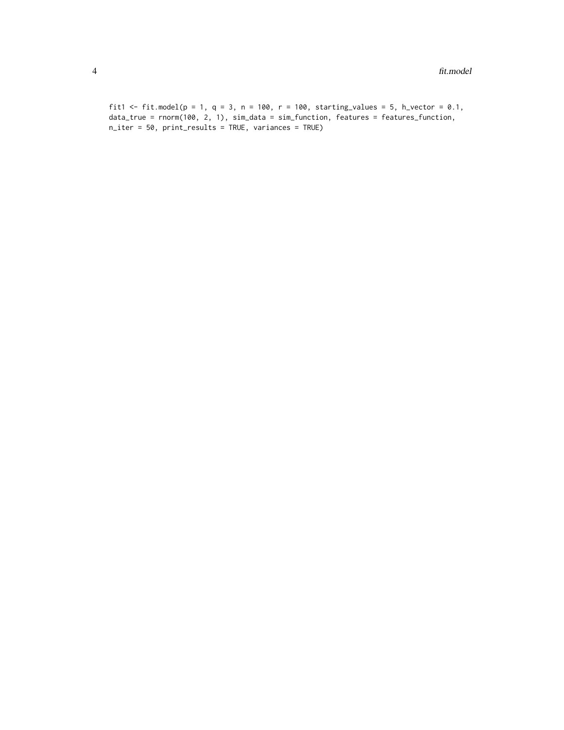```
fit1 <- fit.model(p = 1, q = 3, n = 100, r = 100, starting_values = 5, h_vector = 0.1,
data_true = rnorm(100, 2, 1), sim_data = sim_function, features = features_function,
n_iter = 50, print_results = TRUE, variances = TRUE)
```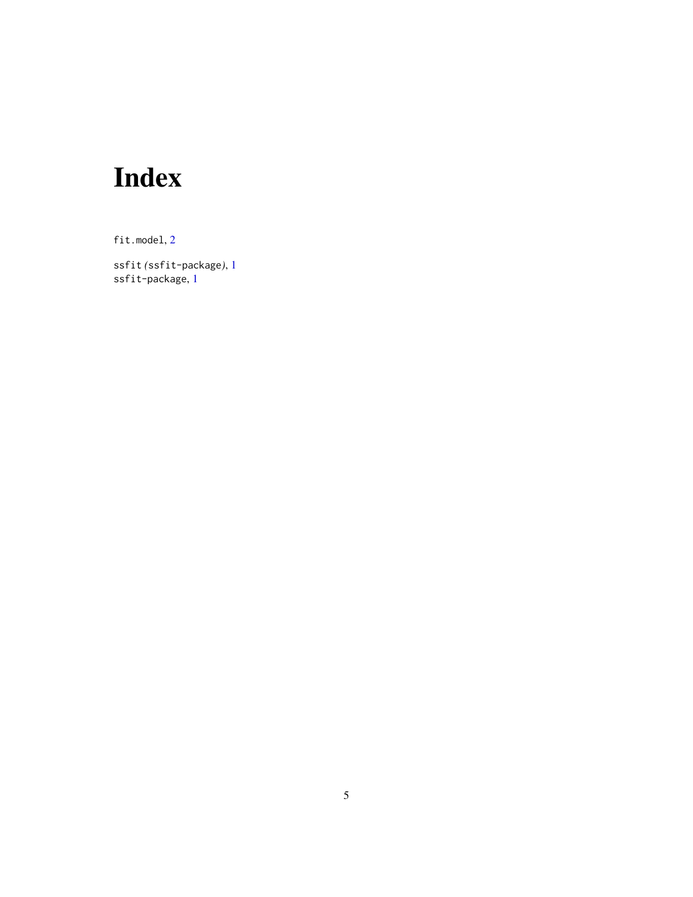# Index

fit.model, 2

ssfit *(*ssfit-package*)*, 1
ssfit-package, 1